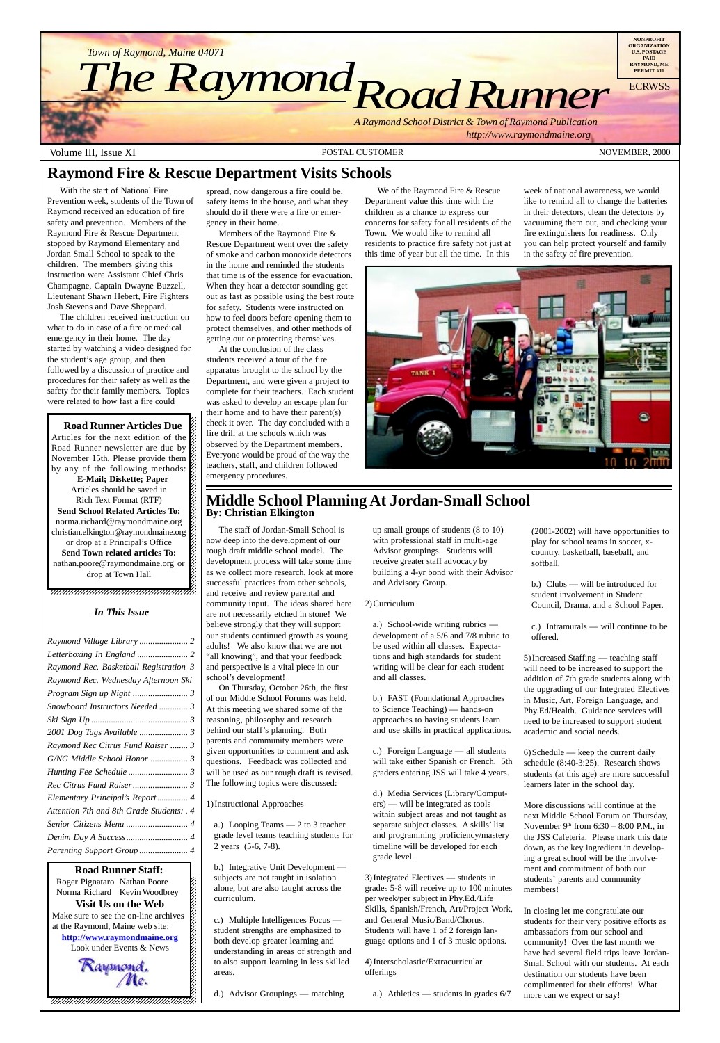*Town of Raymond, Maine 04071*

# The Raymond Road Runner

NONPROFIT ORGANIZATION U.S. POSTAGE PAID RAYMOND, ME PERMIT #11

ECRWSS

*A Raymond School District & Town of Raymond Publication*
*http://www.raymondmaine.org*

Volume III, Issue XI — POSTAL CUSTOMER — NOVEMBER, 2000

## Raymond Fire & Rescue Department Visits Schools

With the start of National Fire Prevention week, students of the Town of Raymond received an education of fire safety and prevention. Members of the Raymond Fire & Rescue Department stopped by Raymond Elementary and Jordan Small School to speak to the children. The members giving this instruction were Assistant Chief Chris Champagne, Captain Dwayne Buzzell, Lieutenant Shawn Hebert, Fire Fighters Josh Stevens and Dave Sheppard.

The children received instruction on what to do in case of a fire or medical emergency in their home. The day started by watching a video designed for the student's age group, and then followed by a discussion of practice and procedures for their safety as well as the safety for their family members. Topics were related to how fast a fire could spread, now dangerous a fire could be, safety items in the house, and what they should do if there were a fire or emergency in their home.

Members of the Raymond Fire & Rescue Department went over the safety of smoke and carbon monoxide detectors in the home and reminded the students that time is of the essence for evacuation. When they hear a detector sounding get out as fast as possible using the best route for safety. Students were instructed on how to feel doors before opening them to protect themselves, and other methods of getting out or protecting themselves.

At the conclusion of the class students received a tour of the fire apparatus brought to the school by the Department, and were given a project to complete for their teachers. Each student was asked to develop an escape plan for their home and to have their parent(s) check it over. The day concluded with a fire drill at the schools which was observed by the Department members. Everyone would be proud of the way the teachers, staff, and children followed emergency procedures.

We of the Raymond Fire & Rescue Department value this time with the children as a chance to express our concerns for fire safety for all residents of the Town. We would like to remind all residents to practice fire safety not just at this time of year but all the time. In this week of national awareness, we would like to remind all to change the batteries in their detectors, clean the detectors by vacuuming them out, and checking your fire extinguishers for readiness. Only you can help protect yourself and family in the safety of fire prevention.

**Road Runner Articles Due**

Articles for the next edition of the Road Runner newsletter are due by November 15th. Please provide them by any of the following methods:

**E-Mail; Diskette; Paper**

Articles should be saved in Rich Text Format (RTF)

**Send School Related Articles To:**
norma.richard@raymondmaine.org
christian.elkington@raymondmaine.org
or drop at a Principal's Office

**Send Town related articles To:**
nathan.poore@raymondmaine.org or drop at Town Hall

*In This Issue*

- *Raymond Village Library* ... 2
- *Letterboxing In England* ... 2
- *Raymond Rec. Basketball Registration* 3
- *Raymond Rec. Wednesday Afternoon Ski Program Sign up Night* ... 3
- *Snowboard Instructors Needed* ... 3
- *Ski Sign Up* ... 3
- *2001 Dog Tags Available* ... 3
- *Raymond Rec Citrus Fund Raiser* ... 3
- *G/NG Middle School Honor* ... 3
- *Hunting Fee Schedule* ... 3
- *Rec Citrus Fund Raiser* ... 3
- *Elementary Principal's Report* ... 4
- *Attention 7th and 8th Grade Students:* . 4
- *Senior Citizens Menu* ... 4
- *Denim Day A Success* ... 4
- *Parenting Support Group* ... 4

**Road Runner Staff:**
Roger Pignataro Nathan Poore
Norma Richard Kevin Woodbrey

**Visit Us on the Web**
Make sure to see the on-line archives at the Raymond, Maine web site:
**http://www.raymondmaine.org**
Look under Events & News

## Middle School Planning At Jordan-Small School

**By: Christian Elkington**

The staff of Jordan-Small School is now deep into the development of our rough draft middle school model. The development process will take some time as we collect more research, look at more successful practices from other schools, and receive and review parental and community input. The ideas shared here are not necessarily etched in stone! We believe strongly that they will support our students continued growth as young adults! We also know that we are not "all knowing", and that your feedback and perspective is a vital piece in our school's development!

On Thursday, October 26th, the first of our Middle School Forums was held. At this meeting we shared some of the reasoning, philosophy and research behind our staff's planning. Both parents and community members were given opportunities to comment and ask questions. Feedback was collected and will be used as our rough draft is revised. The following topics were discussed:

1) Instructional Approaches

a.) Looping Teams — 2 to 3 teacher grade level teams teaching students for 2 years (5-6, 7-8).

b.) Integrative Unit Development — subjects are not taught in isolation alone, but are also taught across the curriculum.

c.) Multiple Intelligences Focus — student strengths are emphasized to both develop greater learning and understanding in areas of strength and to also support learning in less skilled areas.

d.) Advisor Groupings — matching up small groups of students (8 to 10) with professional staff in multi-age Advisor groupings. Students will receive greater staff advocacy by building a 4-yr bond with their Advisor and Advisory Group.

2) Curriculum

a.) School-wide writing rubrics — development of a 5/6 and 7/8 rubric to be used within all classes. Expectations and high standards for student writing will be clear for each student and all classes.

b.) FAST (Foundational Approaches to Science Teaching) — hands-on approaches to having students learn and use skills in practical applications.

c.) Foreign Language — all students will take either Spanish or French. 5th graders entering JSS will take 4 years.

d.) Media Services (Library/Computers) — will be integrated as tools within subject areas and not taught as separate subject classes. A skills' list and programming proficiency/mastery timeline will be developed for each grade level.

3) Integrated Electives — students in grades 5-8 will receive up to 100 minutes per week/per subject in Phy.Ed./Life Skills, Spanish/French, Art/Project Work, and General Music/Band/Chorus. Students will have 1 of 2 foreign language options and 1 of 3 music options.

4) Interscholastic/Extracurricular offerings

a.) Athletics — students in grades 6/7 (2001-2002) will have opportunities to play for school teams in soccer, x-country, basketball, baseball, and softball.

b.) Clubs — will be introduced for student involvement in Student Council, Drama, and a School Paper.

c.) Intramurals — will continue to be offered.

5) Increased Staffing — teaching staff will need to be increased to support the addition of 7th grade students along with the upgrading of our Integrated Electives in Music, Art, Foreign Language, and Phy.Ed/Health. Guidance services will need to be increased to support student academic and social needs.

6) Schedule — keep the current daily schedule (8:40-3:25). Research shows students (at this age) are more successful learners later in the school day.

More discussions will continue at the next Middle School Forum on Thursday, November 9th from 6:30 – 8:00 P.M., in the JSS Cafeteria. Please mark this date down, as the key ingredient in developing a great school will be the involvement and commitment of both our students' parents and community members!

In closing let me congratulate our students for their very positive efforts as ambassadors from our school and community! Over the last month we have had several field trips leave Jordan-Small School with our students. At each destination our students have been complimented for their efforts! What more can we expect or say!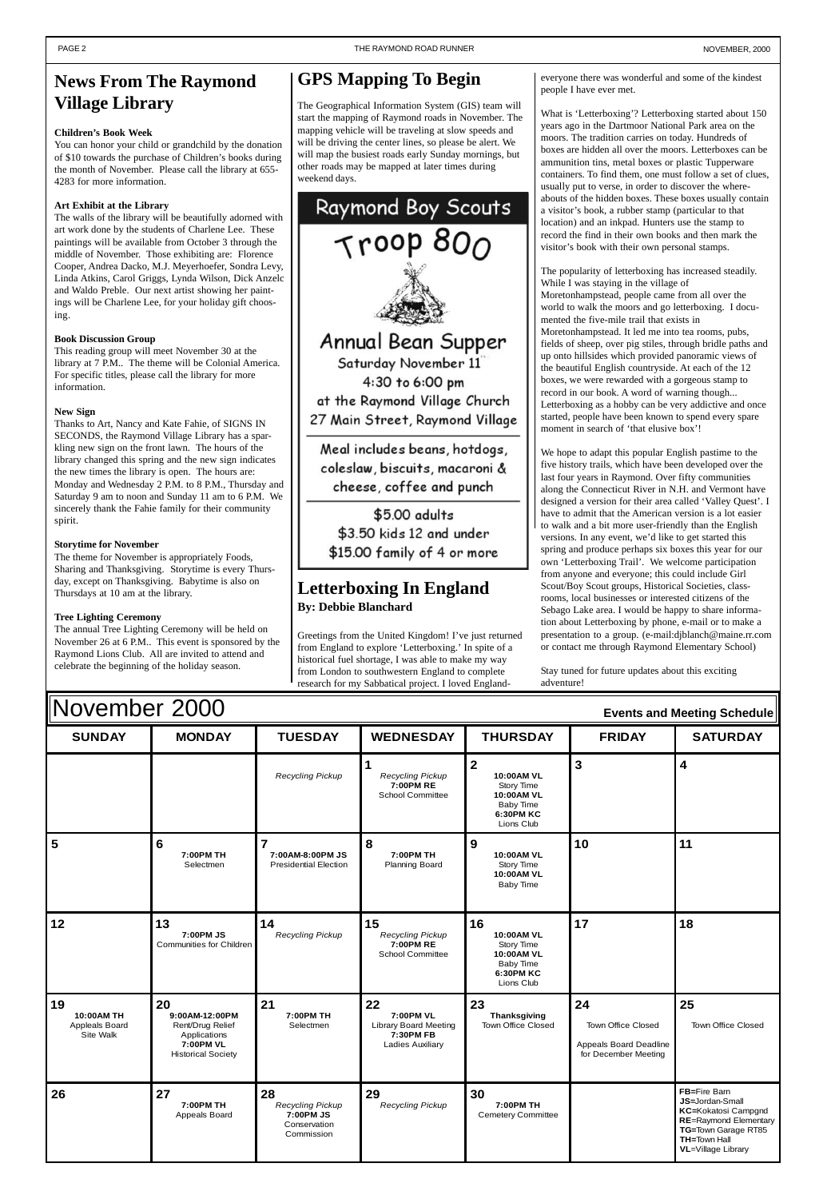# News From The Raymond Village Library

**Children's Book Week**

You can honor your child or grandchild by the donation of $10 towards the purchase of Children's books during the month of November. Please call the library at 655-4283 for more information.

**Art Exhibit at the Library**

The walls of the library will be beautifully adorned with art work done by the students of Charlene Lee. These paintings will be available from October 3 through the middle of November. Those exhibiting are: Florence Cooper, Andrea Dacko, M.J. Meyerhoefer, Sondra Levy, Linda Atkins, Carol Griggs, Lynda Wilson, Dick Anzelc and Waldo Preble. Our next artist showing her paintings will be Charlene Lee, for your holiday gift choosing.

**Book Discussion Group**

This reading group will meet November 30 at the library at 7 P.M.. The theme will be Colonial America. For specific titles, please call the library for more information.

**New Sign**

Thanks to Art, Nancy and Kate Fahie, of SIGNS IN SECONDS, the Raymond Village Library has a sparkling new sign on the front lawn. The hours of the library changed this spring and the new sign indicates the new times the library is open. The hours are: Monday and Wednesday 2 P.M. to 8 P.M., Thursday and Saturday 9 am to noon and Sunday 11 am to 6 P.M. We sincerely thank the Fahie family for their community spirit.

**Storytime for November**

The theme for November is appropriately Foods, Sharing and Thanksgiving. Storytime is every Thursday, except on Thanksgiving. Babytime is also on Thursdays at 10 am at the library.

**Tree Lighting Ceremony**

The annual Tree Lighting Ceremony will be held on November 26 at 6 P.M.. This event is sponsored by the Raymond Lions Club. All are invited to attend and celebrate the beginning of the holiday season.

# GPS Mapping To Begin

The Geographical Information System (GIS) team will start the mapping of Raymond roads in November. The mapping vehicle will be traveling at slow speeds and will be driving the center lines, so please be alert. We will map the busiest roads early Sunday mornings, but other roads may be mapped at later times during weekend days.

**Raymond Boy Scouts**

**Troop 800**

**Annual Bean Supper**

Saturday November 11th

4:30 to 6:00 pm

at the Raymond Village Church

27 Main Street, Raymond Village

Meal includes beans, hotdogs, coleslaw, biscuits, macaroni & cheese, coffee and punch

$5.00 adults

$3.50 kids 12 and under

$15.00 family of 4 or more

# Letterboxing In England

**By: Debbie Blanchard**

Greetings from the United Kingdom! I've just returned from England to explore 'Letterboxing.' In spite of a historical fuel shortage, I was able to make my way from London to southwestern England to complete research for my Sabbatical project. I loved England-everyone there was wonderful and some of the kindest people I have ever met.

What is 'Letterboxing'? Letterboxing started about 150 years ago in the Dartmoor National Park area on the moors. The tradition carries on today. Hundreds of boxes are hidden all over the moors. Letterboxes can be ammunition tins, metal boxes or plastic Tupperware containers. To find them, one must follow a set of clues, usually put to verse, in order to discover the whereabouts of the hidden boxes. These boxes usually contain a visitor's book, a rubber stamp (particular to that location) and an inkpad. Hunters use the stamp to record the find in their own books and then mark the visitor's book with their own personal stamps.

The popularity of letterboxing has increased steadily. While I was staying in the village of Moretonhampstead, people came from all over the world to walk the moors and go letterboxing. I documented the five-mile trail that exists in Moretonhampstead. It led me into tea rooms, pubs, fields of sheep, over pig stiles, through bridle paths and up onto hillsides which provided panoramic views of the beautiful English countryside. At each of the 12 boxes, we were rewarded with a gorgeous stamp to record in our book. A word of warning though... Letterboxing as a hobby can be very addictive and once started, people have been known to spend every spare moment in search of 'that elusive box'!

We hope to adapt this popular English pastime to the five history trails, which have been developed over the last four years in Raymond. Over fifty communities along the Connecticut River in N.H. and Vermont have designed a version for their area called 'Valley Quest'. I have to admit that the American version is a lot easier to walk and a bit more user-friendly than the English versions. In any event, we'd like to get started this spring and produce perhaps six boxes this year for our own 'Letterboxing Trail'. We welcome participation from anyone and everyone; this could include Girl Scout/Boy Scout groups, Historical Societies, classrooms, local businesses or interested citizens of the Sebago Lake area. I would be happy to share information about Letterboxing by phone, e-mail or to make a presentation to a group. (e-mail:djblanch@maine.rr.com or contact me through Raymond Elementary School)

Stay tuned for future updates about this exciting adventure!

# November 2000

**Events and Meeting Schedule**

| SUNDAY | MONDAY | TUESDAY | WEDNESDAY | THURSDAY | FRIDAY | SATURDAY |
|---|---|---|---|---|---|---|
| | | *Recycling Pickup* | **1** *Recycling Pickup* **7:00PM RE** School Committee | **2** **10:00AM VL** Story Time **10:00AM VL** Baby Time **6:30PM KC** Lions Club | **3** | **4** |
| **5** | **6** **7:00PM TH** Selectmen | **7** **7:00AM-8:00PM JS** Presidential Election | **8** **7:00PM TH** Planning Board | **9** **10:00AM VL** Story Time **10:00AM VL** Baby Time | **10** | **11** |
| **12** | **13** **7:00PM JS** Communities for Children | **14** *Recycling Pickup* | **15** *Recycling Pickup* **7:00PM RE** School Committee | **16** **10:00AM VL** Story Time **10:00AM VL** Baby Time **6:30PM KC** Lions Club | **17** | **18** |
| **19** **10:00AM TH** Appleals Board Site Walk | **20** **9:00AM-12:00PM** Rent/Drug Relief Applications **7:00PM VL** Historical Society | **21** **7:00PM TH** Selectmen | **22** **7:00PM VL** Library Board Meeting **7:30PM FB** Ladies Auxiliary | **23** **Thanksgiving** Town Office Closed | **24** Town Office Closed Appeals Board Deadline for December Meeting | **25** Town Office Closed |
| **26** | **27** **7:00PM TH** Appeals Board | **28** *Recycling Pickup* **7:00PM JS** Conservation Commission | **29** *Recycling Pickup* | **30** **7:00PM TH** Cemetery Committee | | **FB**=Fire Barn **JS**=Jordan-Small **KC**=Kokatosi Campgnd **RE**=Raymond Elementary **TG**=Town Garage RT85 **TH**=Town Hall **VL**=Village Library |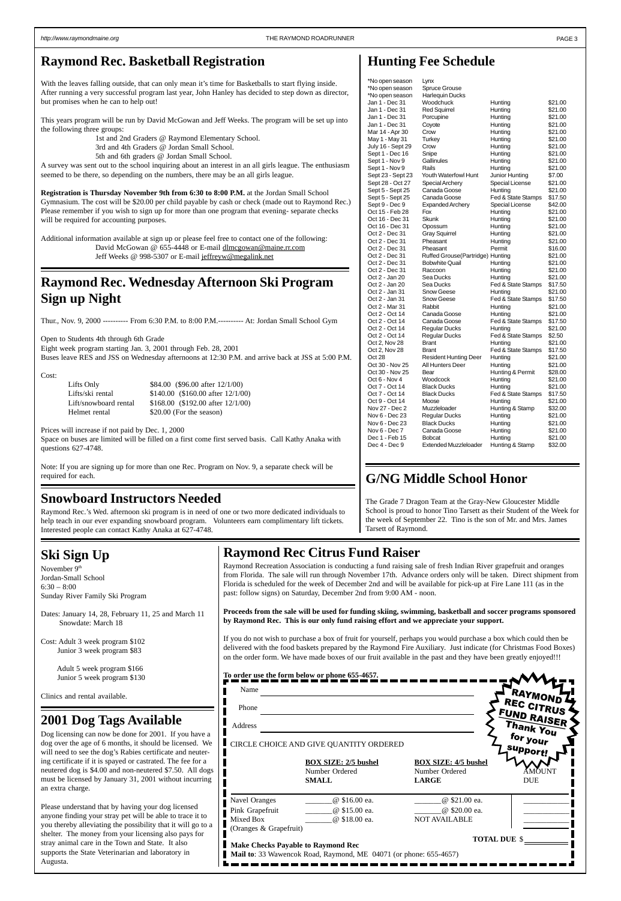## Raymond Rec. Basketball Registration

With the leaves falling outside, that can only mean it's time for Basketballs to start flying inside. After running a very successful program last year, John Hanley has decided to step down as director, but promises when he can to help out!

This years program will be run by David McGowan and Jeff Weeks. The program will be set up into the following three groups:

1st and 2nd Graders @ Raymond Elementary School.
3rd and 4th Graders @ Jordan Small School.
5th and 6th graders @ Jordan Small School.

A survey was sent out to the school inquiring about an interest in an all girls league. The enthusiasm seemed to be there, so depending on the numbers, there may be an all girls league.

**Registration is Thursday November 9th from 6:30 to 8:00 P.M.** at the Jordan Small School Gymnasium. The cost will be $20.00 per child payable by cash or check (made out to Raymond Rec.) Please remember if you wish to sign up for more than one program that evening- separate checks will be required for accounting purposes.

Additional information available at sign up or please feel free to contact one of the following:
David McGowan @ 655-4448 or E-mail dlmcgowan@maine.rr.com
Jeff Weeks @ 998-5307 or E-mail jeffreyw@megalink.net

## Raymond Rec. Wednesday Afternoon Ski Program Sign up Night

Thur., Nov. 9, 2000 ---------- From 6:30 P.M. to 8:00 P.M.---------- At: Jordan Small School Gym

Open to Students 4th through 6th Grade
Eight week program starting Jan. 3, 2001 through Feb. 28, 2001
Buses leave RES and JSS on Wednesday afternoons at 12:30 P.M. and arrive back at JSS at 5:00 P.M.

Cost:

| | |
|---|---|
| Lifts Only | $84.00 ($96.00 after 12/1/00) |
| Lifts/ski rental | $140.00 ($160.00 after 12/1/00) |
| Lift/snowboard rental | $168.00 ($192.00 after 12/1/00) |
| Helmet rental | $20.00 (For the season) |

Prices will increase if not paid by Dec. 1, 2000
Space on buses are limited will be filled on a first come first served basis. Call Kathy Anaka with questions 627-4748.

Note: If you are signing up for more than one Rec. Program on Nov. 9, a separate check will be required for each.

## Snowboard Instructors Needed

Raymond Rec.'s Wed. afternoon ski program is in need of one or two more dedicated individuals to help teach in our ever expanding snowboard program. Volunteers earn complimentary lift tickets. Interested people can contact Kathy Anaka at 627-4748.

## Hunting Fee Schedule

| Season | Species | Type | Fee |
|---|---|---|---|
| *No open season | Lynx | | |
| *No open season | Spruce Grouse | | |
| *No open season | Harlequin Ducks | | |
| Jan 1 - Dec 31 | Woodchuck | Hunting | $21.00 |
| Jan 1 - Dec 31 | Red Squirrel | Hunting | $21.00 |
| Jan 1 - Dec 31 | Porcupine | Hunting | $21.00 |
| Jan 1 - Dec 31 | Coyote | Hunting | $21.00 |
| Mar 14 - Apr 30 | Crow | Hunting | $21.00 |
| May 1 - May 31 | Turkey | Hunting | $21.00 |
| July 16 - Sept 29 | Crow | Hunting | $21.00 |
| Sept 1 - Dec 16 | Snipe | Hunting | $21.00 |
| Sept 1 - Nov 9 | Gallinules | Hunting | $21.00 |
| Sept 1 - Nov 9 | Rails | Hunting | $21.00 |
| Sept 23 - Sept 23 | Youth Waterfowl Hunt | Junior Hunting | $7.00 |
| Sept 28 - Oct 27 | Special Archery | Special License | $21.00 |
| Sept 5 - Sept 25 | Canada Goose | Hunting | $21.00 |
| Sept 5 - Sept 25 | Canada Goose | Fed & State Stamps | $17.50 |
| Sept 9 - Dec 9 | Expanded Archery | Special License | $42.00 |
| Oct 15 - Feb 28 | Fox | Hunting | $21.00 |
| Oct 16 - Dec 31 | Skunk | Hunting | $21.00 |
| Oct 16 - Dec 31 | Opossum | Hunting | $21.00 |
| Oct 2 - Dec 31 | Gray Squirrel | Hunting | $21.00 |
| Oct 2 - Dec 31 | Pheasant | Hunting | $21.00 |
| Oct 2 - Dec 31 | Pheasant | Permit | $16.00 |
| Oct 2 - Dec 31 | Ruffed Grouse(Partridge) | Hunting | $21.00 |
| Oct 2 - Dec 31 | Bobwhite Quail | Hunting | $21.00 |
| Oct 2 - Dec 31 | Raccoon | Hunting | $21.00 |
| Oct 2 - Jan 20 | Sea Ducks | Hunting | $21.00 |
| Oct 2 - Jan 20 | Sea Ducks | Fed & State Stamps | $17.50 |
| Oct 2 - Jan 31 | Snow Geese | Hunting | $21.00 |
| Oct 2 - Jan 31 | Snow Geese | Fed & State Stamps | $17.50 |
| Oct 2 - Mar 31 | Rabbit | Hunting | $21.00 |
| Oct 2 - Oct 14 | Canada Goose | Hunting | $21.00 |
| Oct 2 - Oct 14 | Canada Goose | Fed & State Stamps | $17.50 |
| Oct 2 - Oct 14 | Regular Ducks | Hunting | $21.00 |
| Oct 2 - Oct 14 | Regular Ducks | Fed & State Stamps | $2.50 |
| Oct 2, Nov 28 | Brant | Hunting | $21.00 |
| Oct 2, Nov 28 | Brant | Fed & State Stamps | $17.50 |
| Oct 28 | Resident Hunting Deer | Hunting | $21.00 |
| Oct 30 - Nov 25 | All Hunters Deer | Hunting | $21.00 |
| Oct 30 - Nov 25 | Bear | Hunting & Permit | $28.00 |
| Oct 6 - Nov 4 | Woodcock | Hunting | $21.00 |
| Oct 7 - Oct 14 | Black Ducks | Hunting | $21.00 |
| Oct 7 - Oct 14 | Black Ducks | Fed & State Stamps | $17.50 |
| Oct 9 - Oct 14 | Moose | Hunting | $21.00 |
| Nov 27 - Dec 2 | Muzzleloader | Hunting & Stamp | $32.00 |
| Nov 6 - Dec 23 | Regular Ducks | Hunting | $21.00 |
| Nov 6 - Dec 23 | Black Ducks | Hunting | $21.00 |
| Nov 6 - Dec 7 | Canada Goose | Hunting | $21.00 |
| Dec 1 - Feb 15 | Bobcat | Hunting | $21.00 |
| Dec 4 - Dec 9 | Extended Muzzleloader | Hunting & Stamp | $32.00 |

## G/NG Middle School Honor

The Grade 7 Dragon Team at the Gray-New Gloucester Middle School is proud to honor Tino Tarsett as their Student of the Week for the week of September 22. Tino is the son of Mr. and Mrs. James Tarsett of Raymond.

## Ski Sign Up

November 9th
Jordan-Small School
6:30 – 8:00
Sunday River Family Ski Program

Dates: January 14, 28, February 11, 25 and March 11
Snowdate: March 18

Cost: Adult 3 week program $102
Junior 3 week program $83

Adult 5 week program $166
Junior 5 week program $130

Clinics and rental available.

## 2001 Dog Tags Available

Dog licensing can now be done for 2001. If you have a dog over the age of 6 months, it should be licensed. We will need to see the dog's Rabies certificate and neutering certificate if it is spayed or castrated. The fee for a neutered dog is $4.00 and non-neutered $7.50. All dogs must be licensed by January 31, 2001 without incurring an extra charge.

Please understand that by having your dog licensed anyone finding your stray pet will be able to trace it to you thereby alleviating the possibility that it will go to a shelter. The money from your licensing also pays for stray animal care in the Town and State. It also supports the State Veterinarian and laboratory in Augusta.

## Raymond Rec Citrus Fund Raiser

Raymond Recreation Association is conducting a fund raising sale of fresh Indian River grapefruit and oranges from Florida. The sale will run through November 17th. Advance orders only will be taken. Direct shipment from Florida is scheduled for the week of December 2nd and will be available for pick-up at Fire Lane 111 (as in the past: follow signs) on Saturday, December 2nd from 9:00 AM - noon.

**Proceeds from the sale will be used for funding skiing, swimming, basketball and soccer programs sponsored by Raymond Rec. This is our only fund raising effort and we appreciate your support.**

If you do not wish to purchase a box of fruit for yourself, perhaps you would purchase a box which could then be delivered with the food baskets prepared by the Raymond Fire Auxiliary. Just indicate (for Christmas Food Boxes) on the order form. We have made boxes of our fruit available in the past and they have been greatly enjoyed!!!

**To order use the form below or phone 655-4657.**

RAYMOND REC CITRUS FUND RAISER Thank You for your support!

Name ______________________

Phone ______________________

Address ______________________

CIRCLE CHOICE AND GIVE QUANTITY ORDERED

| | **BOX SIZE: 2/5 bushel** Number Ordered **SMALL** | **BOX SIZE: 4/5 bushel** Number Ordered **LARGE** | AMOUNT DUE |
|---|---|---|---|
| Navel Oranges | _______@ $16.00 ea. | _______@ $21.00 ea. | ________ |
| Pink Grapefruit | _______@ $15.00 ea. | _______@ $20.00 ea. | ________ |
| Mixed Box (Oranges & Grapefruit) | _______@ $18.00 ea. | NOT AVAILABLE | ________ |

**TOTAL DUE** $________

**Make Checks Payable to Raymond Rec**
**Mail to**: 33 Wawencok Road, Raymond, ME 04071 (or phone: 655-4657)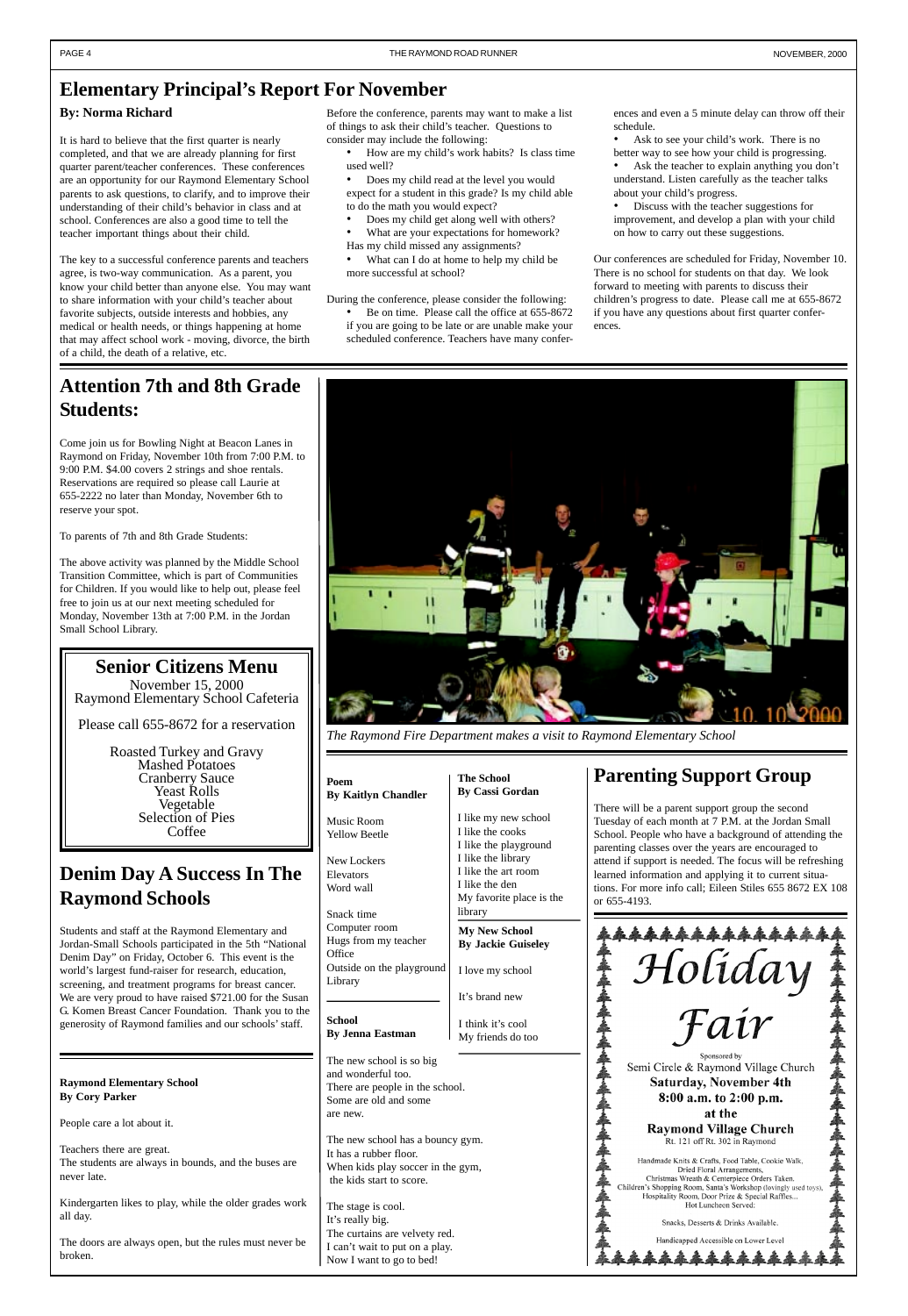# Elementary Principal's Report For November

**By: Norma Richard**

It is hard to believe that the first quarter is nearly completed, and that we are already planning for first quarter parent/teacher conferences. These conferences are an opportunity for our Raymond Elementary School parents to ask questions, to clarify, and to improve their understanding of their child's behavior in class and at school. Conferences are also a good time to tell the teacher important things about their child.

The key to a successful conference parents and teachers agree, is two-way communication. As a parent, you know your child better than anyone else. You may want to share information with your child's teacher about favorite subjects, outside interests and hobbies, any medical or health needs, or things happening at home that may affect school work - moving, divorce, the birth of a child, the death of a relative, etc.

Before the conference, parents may want to make a list of things to ask their child's teacher. Questions to consider may include the following:

- How are my child's work habits? Is class time used well?
- Does my child read at the level you would expect for a student in this grade? Is my child able to do the math you would expect?
- Does my child get along well with others?
- What are your expectations for homework? Has my child missed any assignments?
- What can I do at home to help my child be more successful at school?

During the conference, please consider the following:

- Be on time. Please call the office at 655-8672 if you are going to be late or are unable make your scheduled conference. Teachers have many conferences and even a 5 minute delay can throw off their schedule.
- Ask to see your child's work. There is no better way to see how your child is progressing.
- Ask the teacher to explain anything you don't understand. Listen carefully as the teacher talks about your child's progress.
- Discuss with the teacher suggestions for improvement, and develop a plan with your child on how to carry out these suggestions.

Our conferences are scheduled for Friday, November 10. There is no school for students on that day. We look forward to meeting with parents to discuss their children's progress to date. Please call me at 655-8672 if you have any questions about first quarter conferences.

# Attention 7th and 8th Grade Students:

Come join us for Bowling Night at Beacon Lanes in Raymond on Friday, November 10th from 7:00 P.M. to 9:00 P.M. $4.00 covers 2 strings and shoe rentals. Reservations are required so please call Laurie at 655-2222 no later than Monday, November 6th to reserve your spot.

To parents of 7th and 8th Grade Students:

The above activity was planned by the Middle School Transition Committee, which is part of Communities for Children. If you would like to help out, please feel free to join us at our next meeting scheduled for Monday, November 13th at 7:00 P.M. in the Jordan Small School Library.

*The Raymond Fire Department makes a visit to Raymond Elementary School*

## Senior Citizens Menu

November 15, 2000
Raymond Elementary School Cafeteria

Please call 655-8672 for a reservation

Roasted Turkey and Gravy
Mashed Potatoes
Cranberry Sauce
Yeast Rolls
Vegetable
Selection of Pies
Coffee

# Denim Day A Success In The Raymond Schools

Students and staff at the Raymond Elementary and Jordan-Small Schools participated in the 5th "National Denim Day" on Friday, October 6. This event is the world's largest fund-raiser for research, education, screening, and treatment programs for breast cancer. We are very proud to have raised $721.00 for the Susan G. Komen Breast Cancer Foundation. Thank you to the generosity of Raymond families and our schools' staff.

**Raymond Elementary School**
**By Cory Parker**

People care a lot about it.

Teachers there are great.
The students are always in bounds, and the buses are never late.

Kindergarten likes to play, while the older grades work all day.

The doors are always open, but the rules must never be broken.

**Poem**
**By Kaitlyn Chandler**

Music Room
Yellow Beetle

New Lockers
Elevators
Word wall

Snack time
Computer room
Hugs from my teacher
Office
Outside on the playground
Library

**School**
**By Jenna Eastman**

The new school is so big
and wonderful too.
There are people in the school.
Some are old and some
are new.

The new school has a bouncy gym.
It has a rubber floor.
When kids play soccer in the gym,
the kids start to score.

The stage is cool.
It's really big.
The curtains are velvety red.
I can't wait to put on a play.
Now I want to go to bed!

**The School**
**By Cassi Gordan**

I like my new school
I like the cooks
I like the playground
I like the library
I like the art room
I like the den
My favorite place is the library

**My New School**
**By Jackie Guiseley**

I love my school

It's brand new

I think it's cool
My friends do too

# Parenting Support Group

There will be a parent support group the second Tuesday of each month at 7 P.M. at the Jordan Small School. People who have a background of attending the parenting classes over the years are encouraged to attend if support is needed. The focus will be refreshing learned information and applying it to current situations. For more info call; Eileen Stiles 655 8672 EX 108 or 655-4193.

## Holiday Fair

Sponsored by
Semi Circle & Raymond Village Church
**Saturday, November 4th**
**8:00 a.m. to 2:00 p.m.**
**at the**
**Raymond Village Church**
Rt. 121 off Rt. 302 in Raymond

Handmade Knits & Crafts, Food Table, Cookie Walk,
Dried Floral Arrangements,
Christmas Wreath & Centerpiece Orders Taken.
Children's Shopping Room, Santa's Workshop (lovingly used toys),
Hospitality Room, Door Prize & Special Raffles...
Hot Luncheon Served:

Snacks, Desserts & Drinks Available.

Handicapped Accessible on Lower Level